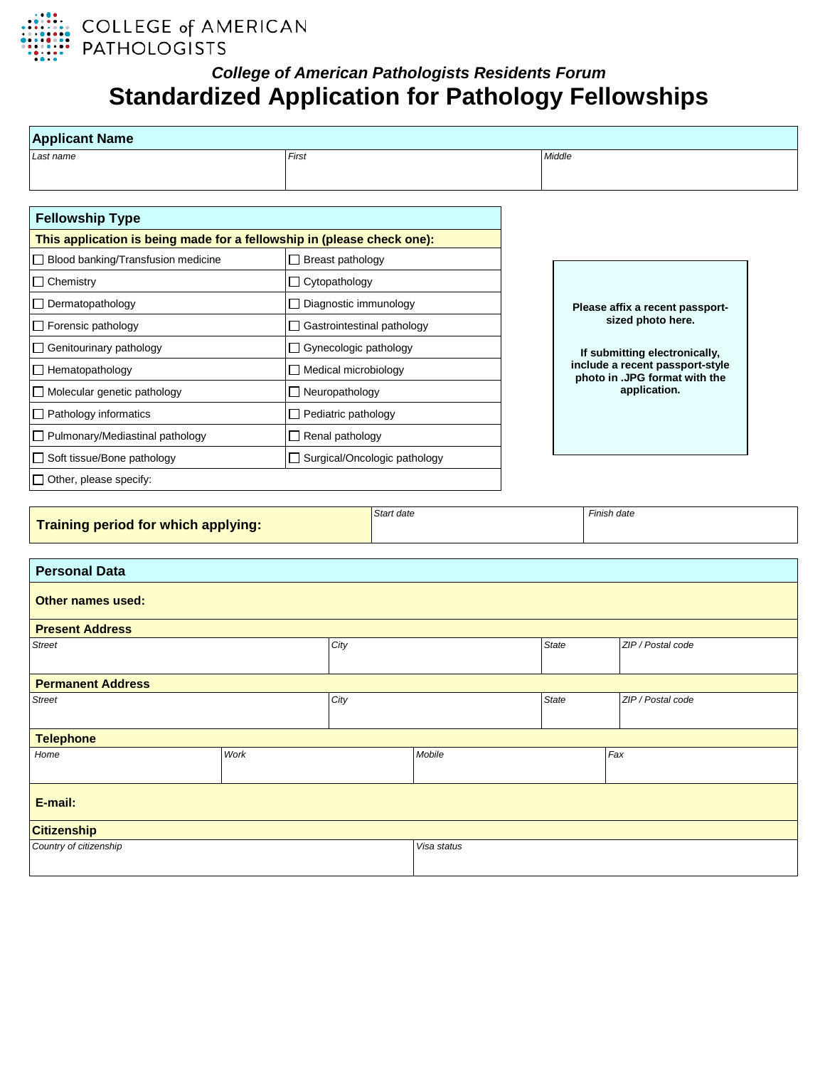COLLEGE of AMERICAN PATHOLOGISTS

### *College of American Pathologists Residents Forum*

# Standardized Application for Pathology Fellowships

## Applicant Name

| *Last name* | *First* | *Middle* |
| --- | --- | --- |
| | | |

## Fellowship Type

**This application is being made for a fellowship in (please check one):**

| | |
| --- | --- |
| ☐ Blood banking/Transfusion medicine | ☐ Breast pathology |
| ☐ Chemistry | ☐ Cytopathology |
| ☐ Dermatopathology | ☐ Diagnostic immunology |
| ☐ Forensic pathology | ☐ Gastrointestinal pathology |
| ☐ Genitourinary pathology | ☐ Gynecologic pathology |
| ☐ Hematopathology | ☐ Medical microbiology |
| ☐ Molecular genetic pathology | ☐ Neuropathology |
| ☐ Pathology informatics | ☐ Pediatric pathology |
| ☐ Pulmonary/Mediastinal pathology | ☐ Renal pathology |
| ☐ Soft tissue/Bone pathology | ☐ Surgical/Oncologic pathology |
| ☐ Other, please specify: | |

**Please affix a recent passport-sized photo here.**

**If submitting electronically, include a recent passport-style photo in .JPG format with the application.**

| **Training period for which applying:** | *Start date* | *Finish date* |
| --- | --- | --- |
| | | |

## Personal Data

**Other names used:**

**Present Address**

| *Street* | *City* | *State* | *ZIP / Postal code* |
| --- | --- | --- | --- |
| | | | |

**Permanent Address**

| *Street* | *City* | *State* | *ZIP / Postal code* |
| --- | --- | --- | --- |
| | | | |

**Telephone**

| *Home* | *Work* | *Mobile* | *Fax* |
| --- | --- | --- | --- |
| | | | |

**E-mail:**

**Citizenship**

| *Country of citizenship* | *Visa status* |
| --- | --- |
| | |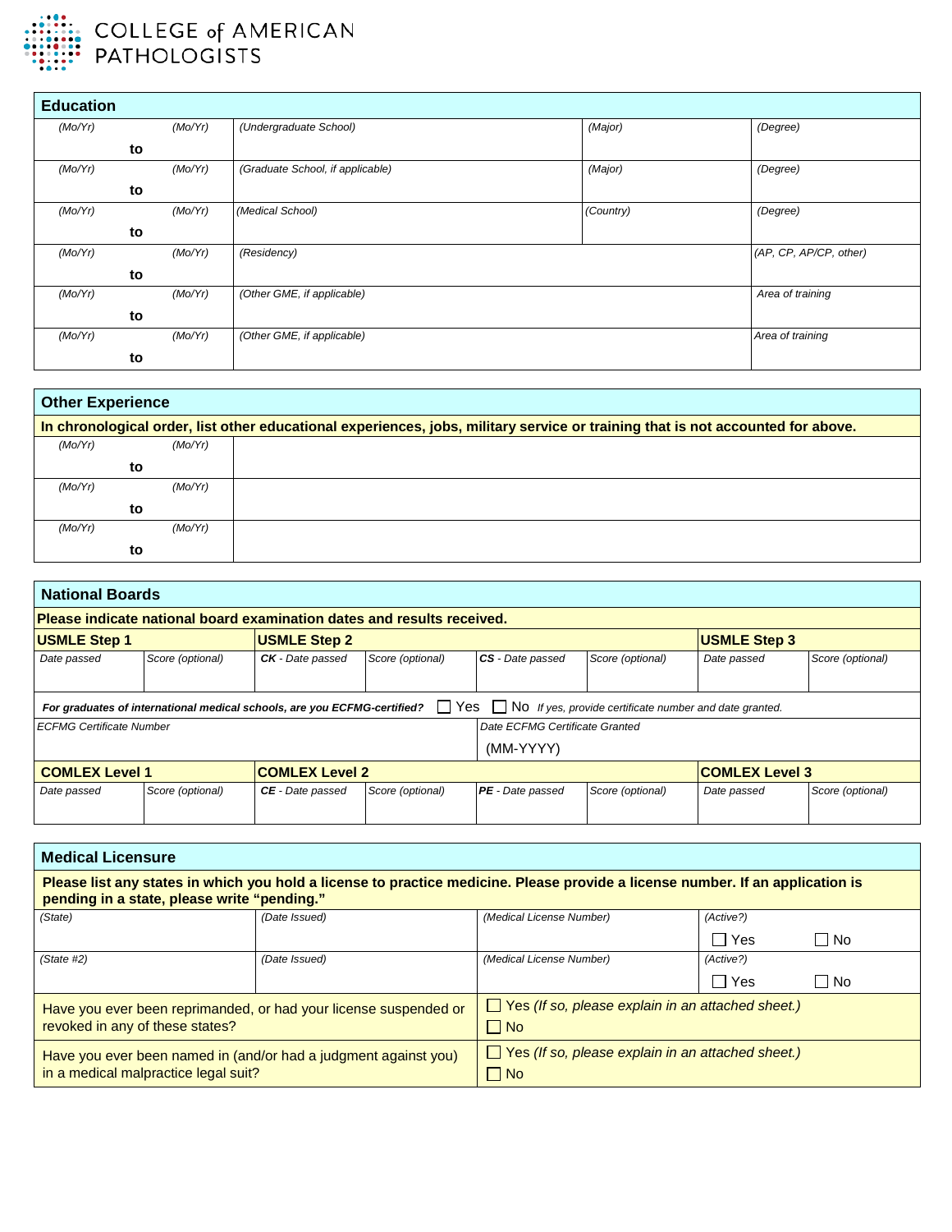COLLEGE of AMERICAN PATHOLOGISTS

## Education

| (Mo/Yr) to (Mo/Yr) | (Undergraduate School) | (Major) | (Degree) |
|---|---|---|---|
| (Mo/Yr) to (Mo/Yr) | (Graduate School, if applicable) | (Major) | (Degree) |
| (Mo/Yr) to (Mo/Yr) | (Medical School) | (Country) | (Degree) |
| (Mo/Yr) to (Mo/Yr) | (Residency) | | (AP, CP, AP/CP, other) |
| (Mo/Yr) to (Mo/Yr) | (Other GME, if applicable) | | Area of training |
| (Mo/Yr) to (Mo/Yr) | (Other GME, if applicable) | | Area of training |

## Other Experience

**In chronological order, list other educational experiences, jobs, military service or training that is not accounted for above.**

| (Mo/Yr) to (Mo/Yr) | |
|---|---|
| (Mo/Yr) to (Mo/Yr) | |
| (Mo/Yr) to (Mo/Yr) | |

## National Boards

**Please indicate national board examination dates and results received.**

| **USMLE Step 1** | | **USMLE Step 2** | | | | **USMLE Step 3** | |
|---|---|---|---|---|---|---|---|
| Date passed | Score (optional) | **CK** - Date passed | Score (optional) | **CS** - Date passed | Score (optional) | Date passed | Score (optional) |
| | | | | | | | |

*For graduates of international medical schools, are you ECFMG-certified?* ☐ Yes ☐ No *If yes, provide certificate number and date granted.*

| ECFMG Certificate Number | Date ECFMG Certificate Granted |
|---|---|
| | (MM-YYYY) |

| **COMLEX Level 1** | | **COMLEX Level 2** | | | | **COMLEX Level 3** | |
|---|---|---|---|---|---|---|---|
| Date passed | Score (optional) | **CE** - Date passed | Score (optional) | **PE** - Date passed | Score (optional) | Date passed | Score (optional) |
| | | | | | | | |

## Medical Licensure

**Please list any states in which you hold a license to practice medicine. Please provide a license number. If an application is pending in a state, please write "pending."**

| (State) | (Date Issued) | (Medical License Number) | (Active?) ☐ Yes ☐ No |
|---|---|---|---|
| (State #2) | (Date Issued) | (Medical License Number) | (Active?) ☐ Yes ☐ No |

| | |
|---|---|
| Have you ever been reprimanded, or had your license suspended or revoked in any of these states? | ☐ Yes *(If so, please explain in an attached sheet.)* ☐ No |
| Have you ever been named in (and/or had a judgment against you) in a medical malpractice legal suit? | ☐ Yes *(If so, please explain in an attached sheet.)* ☐ No |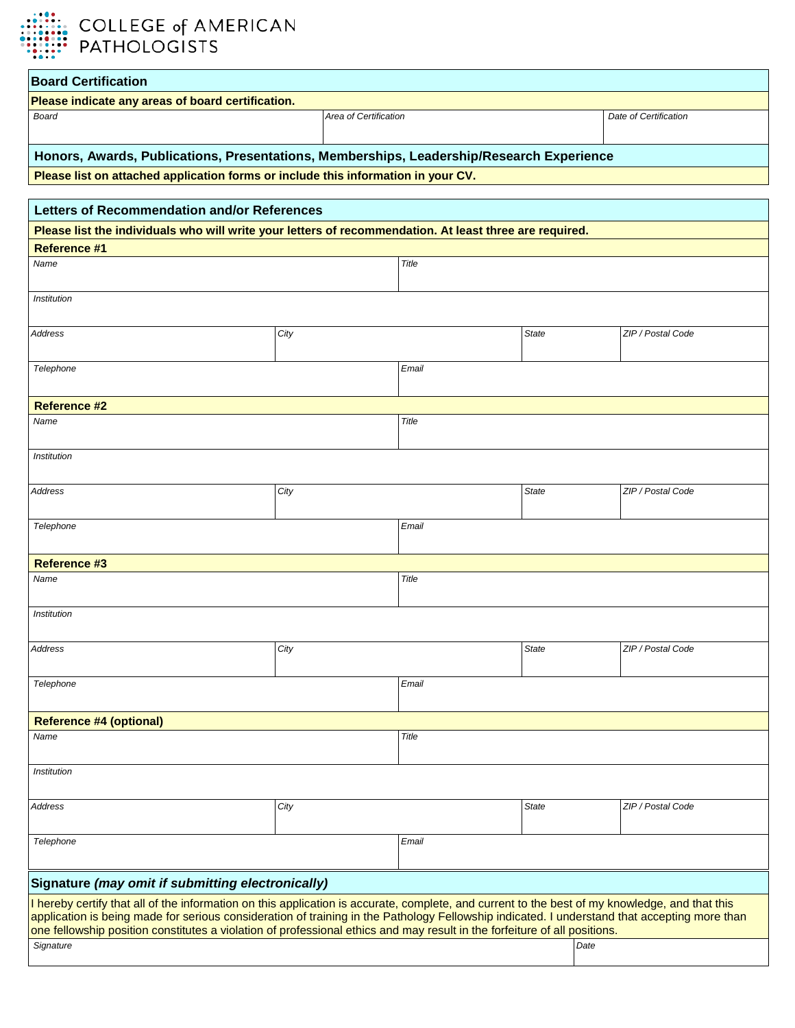COLLEGE of AMERICAN PATHOLOGISTS

## Board Certification

**Please indicate any areas of board certification.**

| Board | Area of Certification | Date of Certification |
|---|---|---|
| | | |

## Honors, Awards, Publications, Presentations, Memberships, Leadership/Research Experience

**Please list on attached application forms or include this information in your CV.**

## Letters of Recommendation and/or References

**Please list the individuals who will write your letters of recommendation. At least three are required.**

### Reference #1

| Name | | Title | |
|---|---|---|---|
| Institution | | | |
| Address | City | State | ZIP / Postal Code |
| Telephone | | Email | |

### Reference #2

| Name | | Title | |
|---|---|---|---|
| Institution | | | |
| Address | City | State | ZIP / Postal Code |
| Telephone | | Email | |

### Reference #3

| Name | | Title | |
|---|---|---|---|
| Institution | | | |
| Address | City | State | ZIP / Postal Code |
| Telephone | | Email | |

### Reference #4 (optional)

| Name | | Title | |
|---|---|---|---|
| Institution | | | |
| Address | City | State | ZIP / Postal Code |
| Telephone | | Email | |

## Signature *(may omit if submitting electronically)*

I hereby certify that all of the information on this application is accurate, complete, and current to the best of my knowledge, and that this application is being made for serious consideration of training in the Pathology Fellowship indicated. I understand that accepting more than one fellowship position constitutes a violation of professional ethics and may result in the forfeiture of all positions.

| Signature | Date |
|---|---|
| | |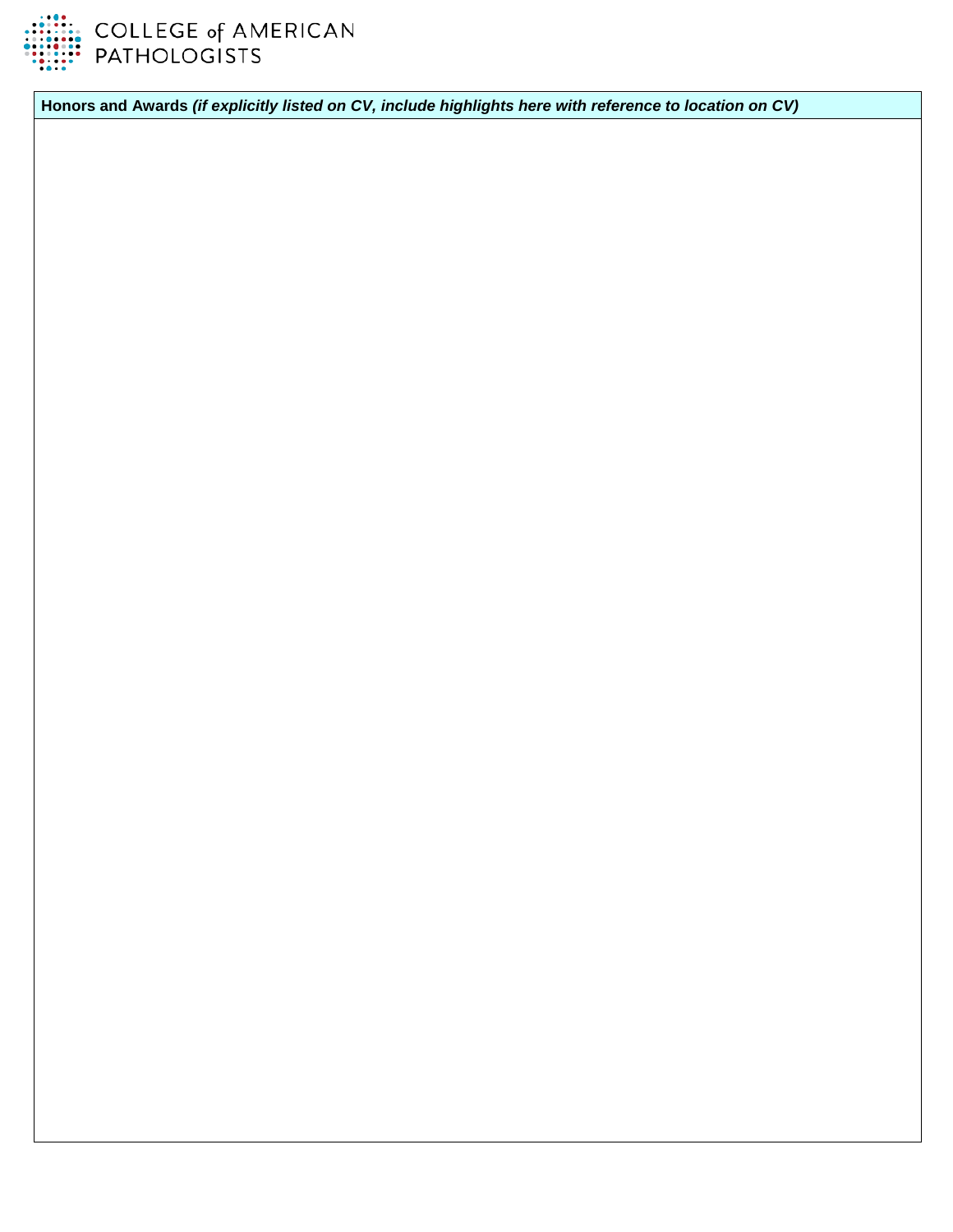| **Honors and Awards** ***(if explicitly listed on CV, include highlights here with reference to location on CV)*** |
| --- |
| |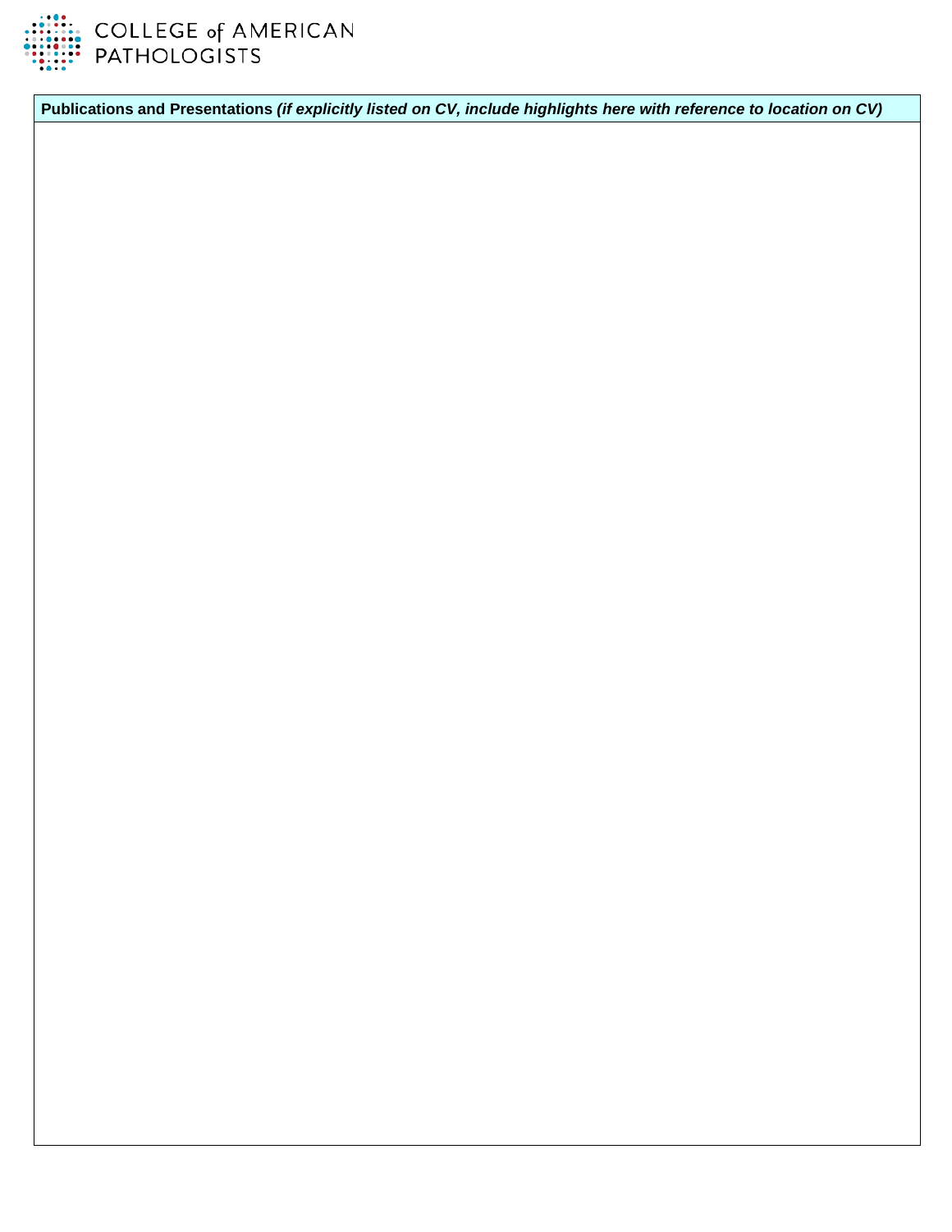| **Publications and Presentations** ***(if explicitly listed on CV, include highlights here with reference to location on CV)*** |
| --- |
| |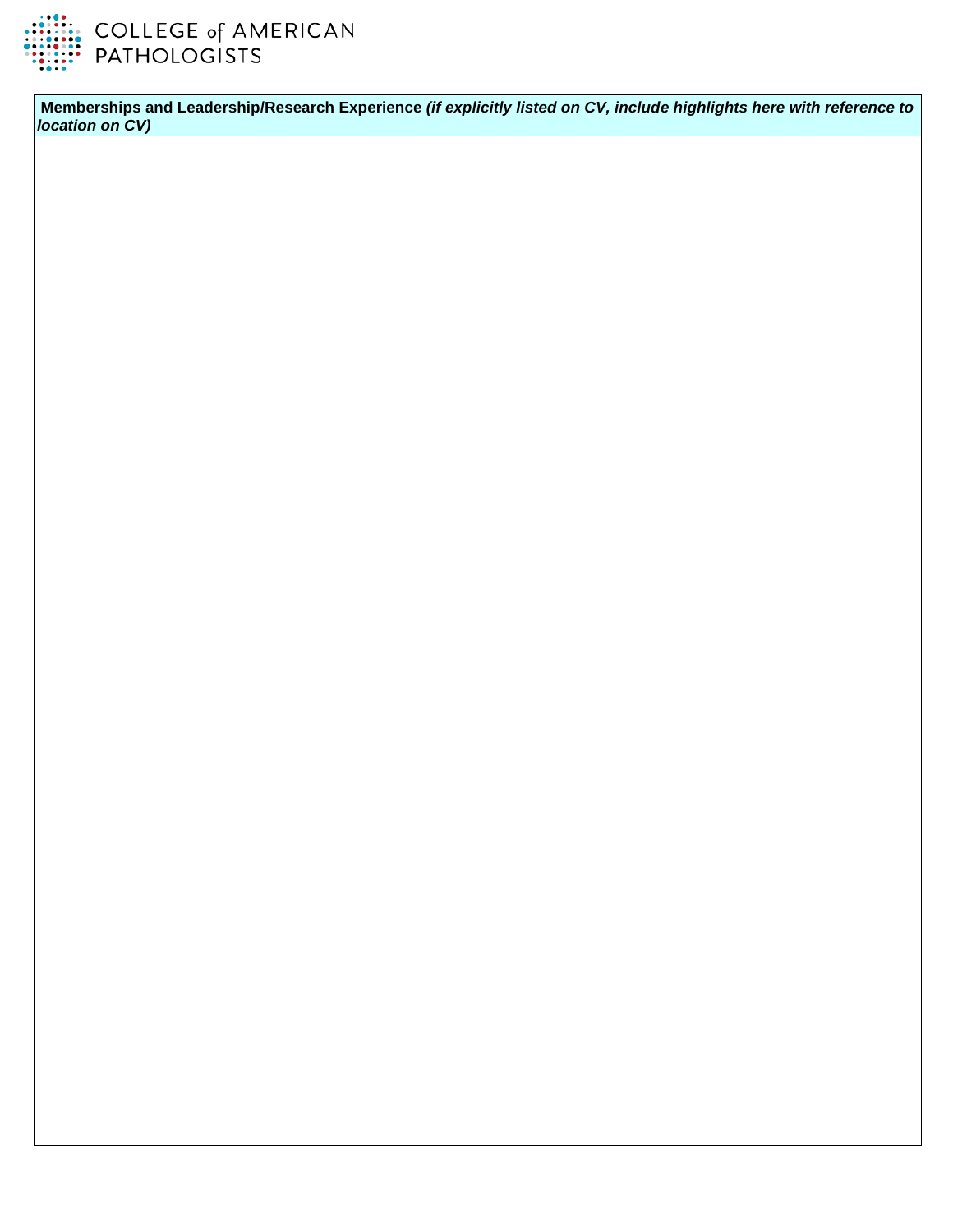| **Memberships and Leadership/Research Experience** ***(if explicitly listed on CV, include highlights here with reference to location on CV)*** |
| --- |
| |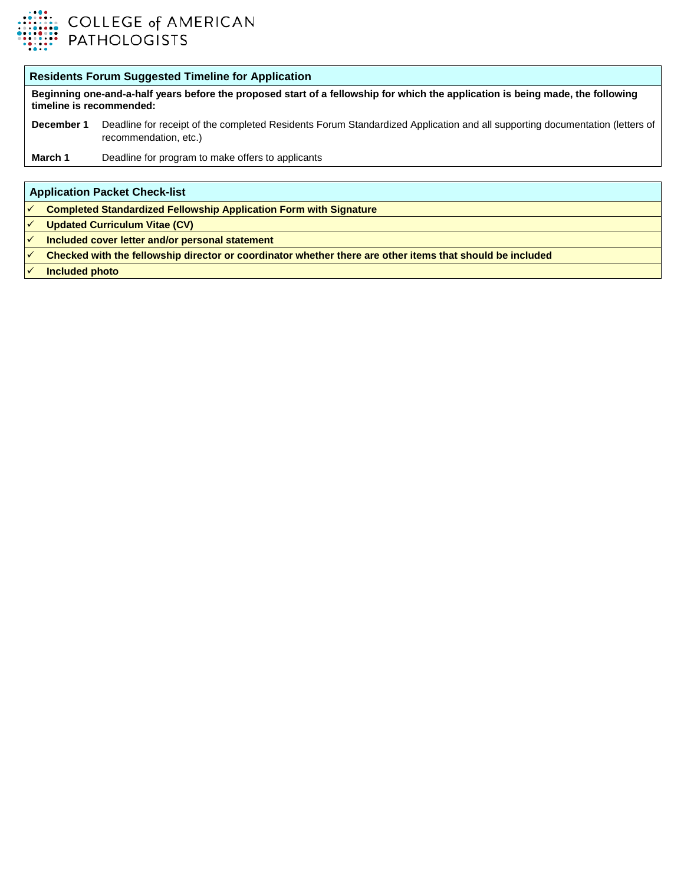COLLEGE of AMERICAN PATHOLOGISTS

## Residents Forum Suggested Timeline for Application

**Beginning one-and-a-half years before the proposed start of a fellowship for which the application is being made, the following timeline is recommended:**

| | |
|---|---|
| **December 1** | Deadline for receipt of the completed Residents Forum Standardized Application and all supporting documentation (letters of recommendation, etc.) |
| **March 1** | Deadline for program to make offers to applicants |

## Application Packet Check-list

- ✓ **Completed Standardized Fellowship Application Form with Signature**
- ✓ **Updated Curriculum Vitae (CV)**
- ✓ **Included cover letter and/or personal statement**
- ✓ **Checked with the fellowship director or coordinator whether there are other items that should be included**
- ✓ **Included photo**